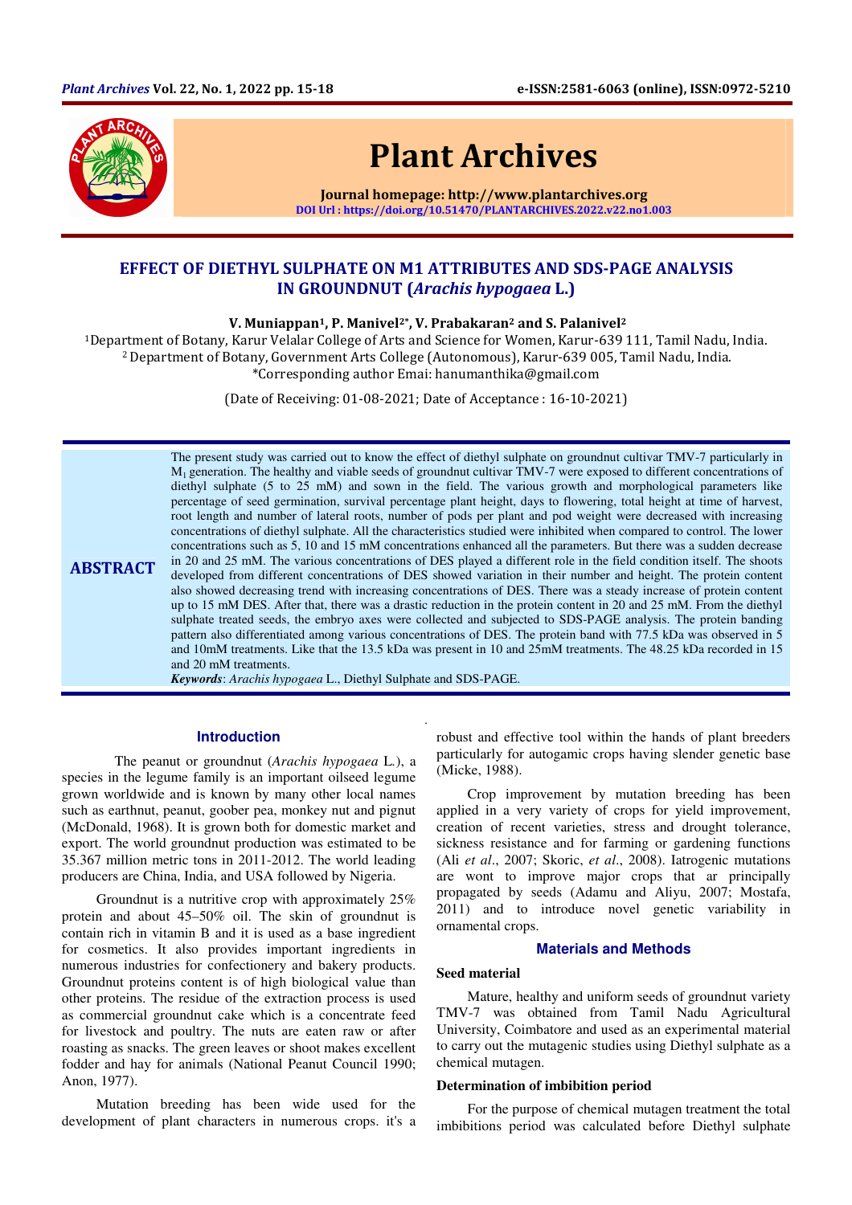# EFFECT OF DIETHYL SULPHATE ON M1 ATTRIBUTES AND SDS-PAGE ANALYSIS IN GROUNDNUT (*Arachis hypogaea* L.)

**V. Muniappan[1], P. Manivel[2*], V. Prabakaran[2] and S. Palanivel[2]**

[1]Department of Botany, Karur Velalar College of Arts and Science for Women, Karur-639 111, Tamil Nadu, India.
[2] Department of Botany, Government Arts College (Autonomous), Karur-639 005, Tamil Nadu, India.
*Corresponding author Emai: hanumanthika@gmail.com

(Date of Receiving: 01-08-2021; Date of Acceptance : 16-10-2021)

## ABSTRACT

The present study was carried out to know the effect of diethyl sulphate on groundnut cultivar TMV-7 particularly in $M_1$ generation. The healthy and viable seeds of groundnut cultivar TMV-7 were exposed to different concentrations of diethyl sulphate (5 to 25 mM) and sown in the field. The various growth and morphological parameters like percentage of seed germination, survival percentage plant height, days to flowering, total height at time of harvest, root length and number of lateral roots, number of pods per plant and pod weight were decreased with increasing concentrations of diethyl sulphate. All the characteristics studied were inhibited when compared to control. The lower concentrations such as 5, 10 and 15 mM concentrations enhanced all the parameters. But there was a sudden decrease in 20 and 25 mM. The various concentrations of DES played a different role in the field condition itself. The shoots developed from different concentrations of DES showed variation in their number and height. The protein content also showed decreasing trend with increasing concentrations of DES. There was a steady increase of protein content up to 15 mM DES. After that, there was a drastic reduction in the protein content in 20 and 25 mM. From the diethyl sulphate treated seeds, the embryo axes were collected and subjected to SDS-PAGE analysis. The protein banding pattern also differentiated among various concentrations of DES. The protein band with 77.5 kDa was observed in 5 and 10mM treatments. Like that the 13.5 kDa was present in 10 and 25mM treatments. The 48.25 kDa recorded in 15 and 20 mM treatments.

***Keywords***: *Arachis hypogaea* L., Diethyl Sulphate and SDS-PAGE.

## Introduction

The peanut or groundnut (*Arachis hypogaea* L.), a species in the legume family is an important oilseed legume grown worldwide and is known by many other local names such as earthnut, peanut, goober pea, monkey nut and pignut (McDonald, 1968). It is grown both for domestic market and export. The world groundnut production was estimated to be 35.367 million metric tons in 2011-2012. The world leading producers are China, India, and USA followed by Nigeria.

Groundnut is a nutritive crop with approximately 25% protein and about 45–50% oil. The skin of groundnut is contain rich in vitamin B and it is used as a base ingredient for cosmetics. It also provides important ingredients in numerous industries for confectionery and bakery products. Groundnut proteins content is of high biological value than other proteins. The residue of the extraction process is used as commercial groundnut cake which is a concentrate feed for livestock and poultry. The nuts are eaten raw or after roasting as snacks. The green leaves or shoot makes excellent fodder and hay for animals (National Peanut Council 1990; Anon, 1977).

Mutation breeding has been wide used for the development of plant characters in numerous crops. it's a robust and effective tool within the hands of plant breeders particularly for autogamic crops having slender genetic base (Micke, 1988).

Crop improvement by mutation breeding has been applied in a very variety of crops for yield improvement, creation of recent varieties, stress and drought tolerance, sickness resistance and for farming or gardening functions (Ali *et al*., 2007; Skoric, *et al*., 2008). Iatrogenic mutations are wont to improve major crops that ar principally propagated by seeds (Adamu and Aliyu, 2007; Mostafa, 2011) and to introduce novel genetic variability in ornamental crops.

## Materials and Methods

### Seed material

Mature, healthy and uniform seeds of groundnut variety TMV-7 was obtained from Tamil Nadu Agricultural University, Coimbatore and used as an experimental material to carry out the mutagenic studies using Diethyl sulphate as a chemical mutagen.

### Determination of imbibition period

For the purpose of chemical mutagen treatment the total imbibitions period was calculated before Diethyl sulphate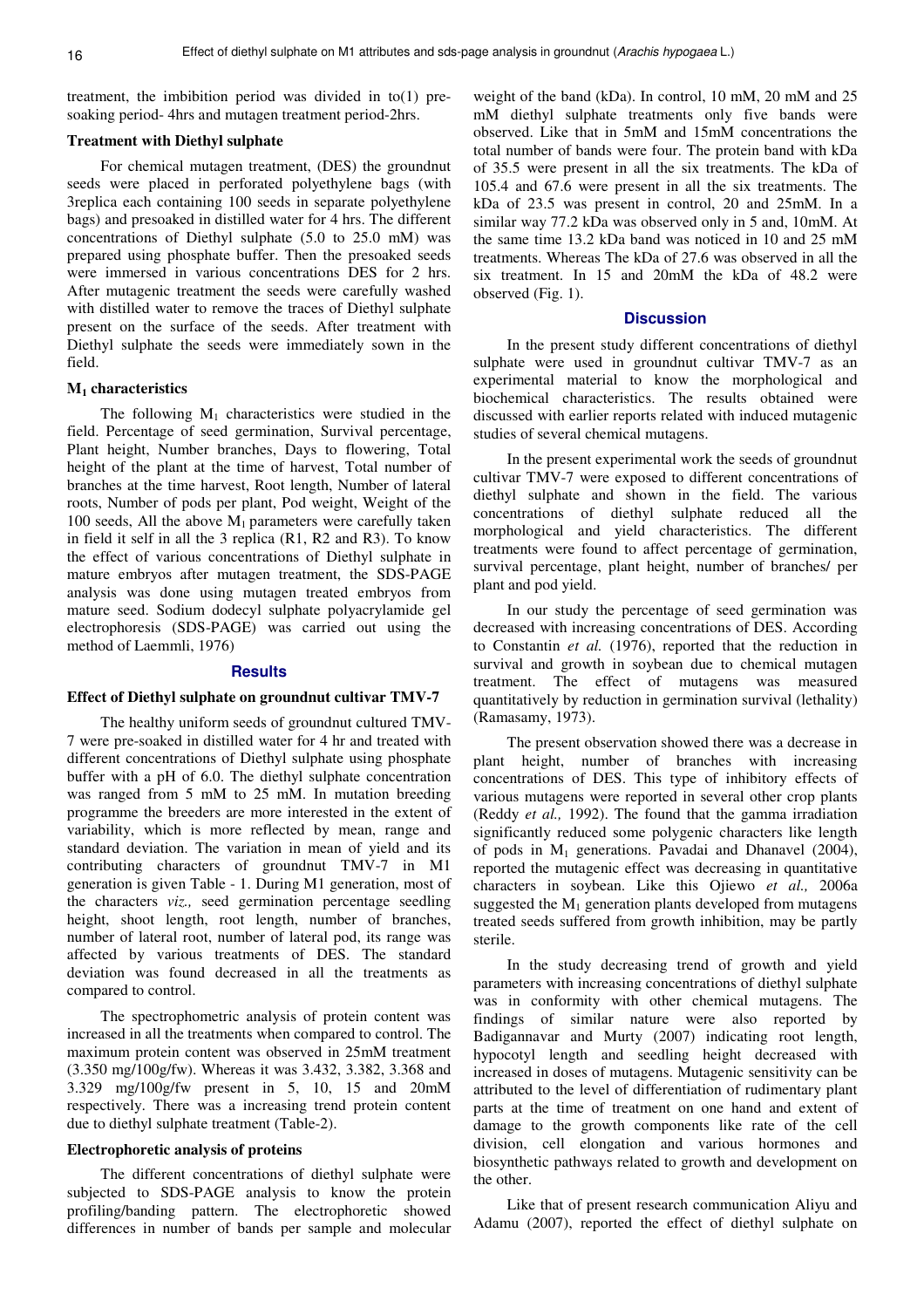treatment, the imbibition period was divided in to(1) pre-soaking period- 4hrs and mutagen treatment period-2hrs.

### Treatment with Diethyl sulphate

For chemical mutagen treatment, (DES) the groundnut seeds were placed in perforated polyethylene bags (with 3replica each containing 100 seeds in separate polyethylene bags) and presoaked in distilled water for 4 hrs. The different concentrations of Diethyl sulphate (5.0 to 25.0 mM) was prepared using phosphate buffer. Then the presoaked seeds were immersed in various concentrations DES for 2 hrs. After mutagenic treatment the seeds were carefully washed with distilled water to remove the traces of Diethyl sulphate present on the surface of the seeds. After treatment with Diethyl sulphate the seeds were immediately sown in the field.

### $M_1$ characteristics

The following $M_1$ characteristics were studied in the field. Percentage of seed germination, Survival percentage, Plant height, Number branches, Days to flowering, Total height of the plant at the time of harvest, Total number of branches at the time harvest, Root length, Number of lateral roots, Number of pods per plant, Pod weight, Weight of the 100 seeds, All the above $M_1$ parameters were carefully taken in field it self in all the 3 replica (R1, R2 and R3). To know the effect of various concentrations of Diethyl sulphate in mature embryos after mutagen treatment, the SDS-PAGE analysis was done using mutagen treated embryos from mature seed. Sodium dodecyl sulphate polyacrylamide gel electrophoresis (SDS-PAGE) was carried out using the method of Laemmli, 1976)

## Results

### Effect of Diethyl sulphate on groundnut cultivar TMV-7

The healthy uniform seeds of groundnut cultured TMV-7 were pre-soaked in distilled water for 4 hr and treated with different concentrations of Diethyl sulphate using phosphate buffer with a pH of 6.0. The diethyl sulphate concentration was ranged from 5 mM to 25 mM. In mutation breeding programme the breeders are more interested in the extent of variability, which is more reflected by mean, range and standard deviation. The variation in mean of yield and its contributing characters of groundnut TMV-7 in M1 generation is given Table - 1. During M1 generation, most of the characters *viz.,* seed germination percentage seedling height, shoot length, root length, number of branches, number of lateral root, number of lateral pod, its range was affected by various treatments of DES. The standard deviation was found decreased in all the treatments as compared to control.

The spectrophometric analysis of protein content was increased in all the treatments when compared to control. The maximum protein content was observed in 25mM treatment (3.350 mg/100g/fw). Whereas it was 3.432, 3.382, 3.368 and 3.329 mg/100g/fw present in 5, 10, 15 and 20mM respectively. There was a increasing trend protein content due to diethyl sulphate treatment (Table-2).

### Electrophoretic analysis of proteins

The different concentrations of diethyl sulphate were subjected to SDS-PAGE analysis to know the protein profiling/banding pattern. The electrophoretic showed differences in number of bands per sample and molecular weight of the band (kDa). In control, 10 mM, 20 mM and 25 mM diethyl sulphate treatments only five bands were observed. Like that in 5mM and 15mM concentrations the total number of bands were four. The protein band with kDa of 35.5 were present in all the six treatments. The kDa of 105.4 and 67.6 were present in all the six treatments. The kDa of 23.5 was present in control, 20 and 25mM. In a similar way 77.2 kDa was observed only in 5 and, 10mM. At the same time 13.2 kDa band was noticed in 10 and 25 mM treatments. Whereas The kDa of 27.6 was observed in all the six treatment. In 15 and 20mM the kDa of 48.2 were observed (Fig. 1).

## Discussion

In the present study different concentrations of diethyl sulphate were used in groundnut cultivar TMV-7 as an experimental material to know the morphological and biochemical characteristics. The results obtained were discussed with earlier reports related with induced mutagenic studies of several chemical mutagens.

In the present experimental work the seeds of groundnut cultivar TMV-7 were exposed to different concentrations of diethyl sulphate and shown in the field. The various concentrations of diethyl sulphate reduced all the morphological and yield characteristics. The different treatments were found to affect percentage of germination, survival percentage, plant height, number of branches/ per plant and pod yield.

In our study the percentage of seed germination was decreased with increasing concentrations of DES. According to Constantin *et al.* (1976), reported that the reduction in survival and growth in soybean due to chemical mutagen treatment. The effect of mutagens was measured quantitatively by reduction in germination survival (lethality) (Ramasamy, 1973).

The present observation showed there was a decrease in plant height, number of branches with increasing concentrations of DES. This type of inhibitory effects of various mutagens were reported in several other crop plants (Reddy *et al.,* 1992). The found that the gamma irradiation significantly reduced some polygenic characters like length of pods in $M_1$ generations. Pavadai and Dhanavel (2004), reported the mutagenic effect was decreasing in quantitative characters in soybean. Like this Ojiewo *et al.,* 2006a suggested the $M_1$ generation plants developed from mutagens treated seeds suffered from growth inhibition, may be partly sterile.

In the study decreasing trend of growth and yield parameters with increasing concentrations of diethyl sulphate was in conformity with other chemical mutagens. The findings of similar nature were also reported by Badigannavar and Murty (2007) indicating root length, hypocotyl length and seedling height decreased with increased in doses of mutagens. Mutagenic sensitivity can be attributed to the level of differentiation of rudimentary plant parts at the time of treatment on one hand and extent of damage to the growth components like rate of the cell division, cell elongation and various hormones and biosynthetic pathways related to growth and development on the other.

Like that of present research communication Aliyu and Adamu (2007), reported the effect of diethyl sulphate on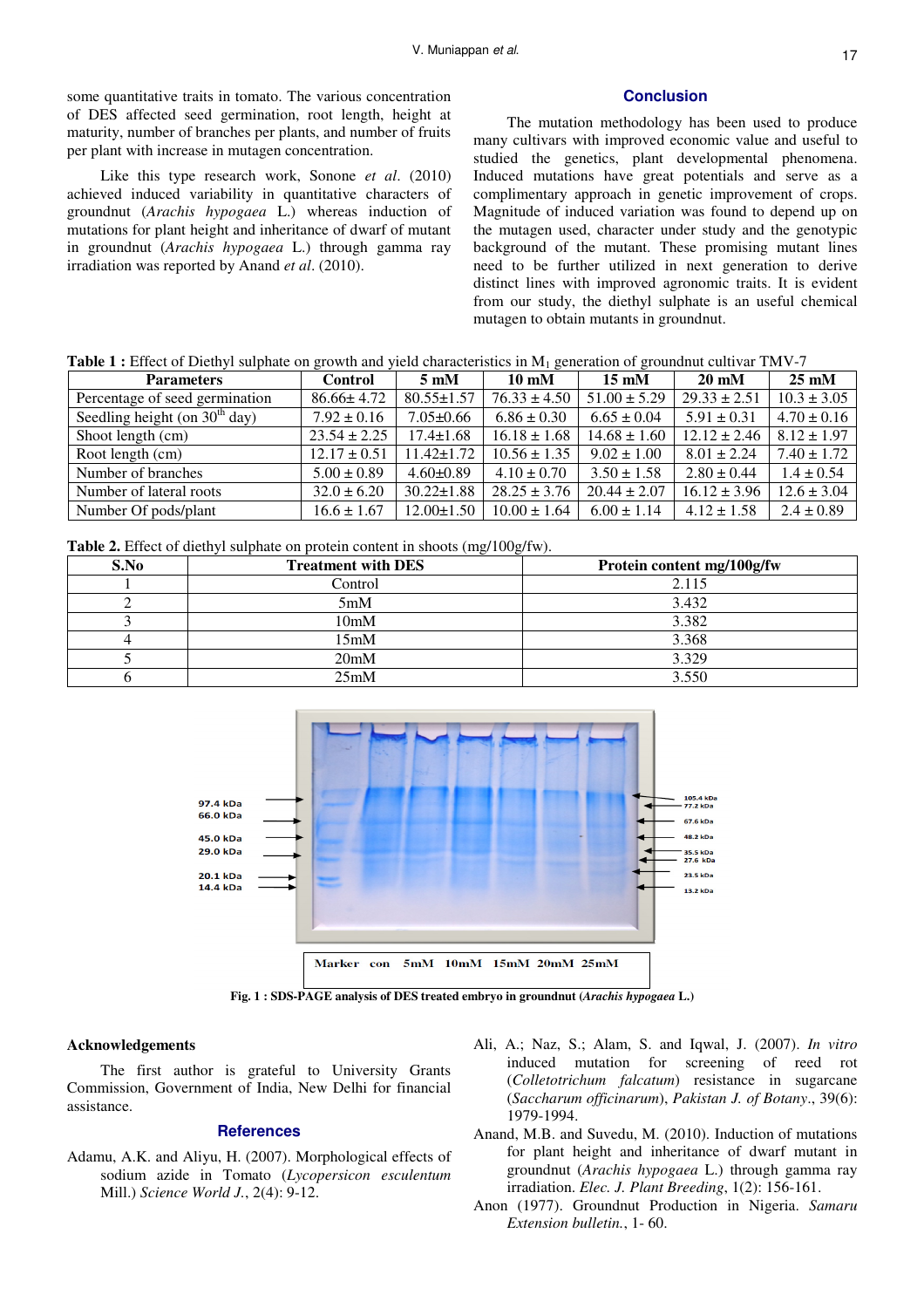some quantitative traits in tomato. The various concentration of DES affected seed germination, root length, height at maturity, number of branches per plants, and number of fruits per plant with increase in mutagen concentration.

Like this type research work, Sonone *et al*. (2010) achieved induced variability in quantitative characters of groundnut (*Arachis hypogaea* L.) whereas induction of mutations for plant height and inheritance of dwarf of mutant in groundnut (*Arachis hypogaea* L.) through gamma ray irradiation was reported by Anand *et al*. (2010).

## Conclusion

The mutation methodology has been used to produce many cultivars with improved economic value and useful to studied the genetics, plant developmental phenomena. Induced mutations have great potentials and serve as a complimentary approach in genetic improvement of crops. Magnitude of induced variation was found to depend up on the mutagen used, character under study and the genotypic background of the mutant. These promising mutant lines need to be further utilized in next generation to derive distinct lines with improved agronomic traits. It is evident from our study, the diethyl sulphate is an useful chemical mutagen to obtain mutants in groundnut.

**Table 1 :** Effect of Diethyl sulphate on growth and yield characteristics in $M_1$ generation of groundnut cultivar TMV-7

| Parameters | Control | 5 mM | 10 mM | 15 mM | 20 mM | 25 mM |
|---|---|---|---|---|---|---|
| Percentage of seed germination | 86.66± 4.72 | 80.55±1.57 | 76.33 ± 4.50 | 51.00 ± 5.29 | 29.33 ± 2.51 | 10.3 ± 3.05 |
| Seedling height (on 30th day) | 7.92 ± 0.16 | 7.05±0.66 | 6.86 ± 0.30 | 6.65 ± 0.04 | 5.91 ± 0.31 | 4.70 ± 0.16 |
| Shoot length (cm) | 23.54 ± 2.25 | 17.4±1.68 | 16.18 ± 1.68 | 14.68 ± 1.60 | 12.12 ± 2.46 | 8.12 ± 1.97 |
| Root length (cm) | 12.17 ± 0.51 | 11.42±1.72 | 10.56 ± 1.35 | 9.02 ± 1.00 | 8.01 ± 2.24 | 7.40 ± 1.72 |
| Number of branches | 5.00 ± 0.89 | 4.60±0.89 | 4.10 ± 0.70 | 3.50 ± 1.58 | 2.80 ± 0.44 | 1.4 ± 0.54 |
| Number of lateral roots | 32.0 ± 6.20 | 30.22±1.88 | 28.25 ± 3.76 | 20.44 ± 2.07 | 16.12 ± 3.96 | 12.6 ± 3.04 |
| Number Of pods/plant | 16.6 ± 1.67 | 12.00±1.50 | 10.00 ± 1.64 | 6.00 ± 1.14 | 4.12 ± 1.58 | 2.4 ± 0.89 |

**Table 2.** Effect of diethyl sulphate on protein content in shoots (mg/100g/fw).

| S.No | Treatment with DES | Protein content mg/100g/fw |
|---|---|---|
| 1 | Control | 2.115 |
| 2 | 5mM | 3.432 |
| 3 | 10mM | 3.382 |
| 4 | 15mM | 3.368 |
| 5 | 20mM | 3.329 |
| 6 | 25mM | 3.550 |

97.4 kDa, 66.0 kDa, 45.0 kDa, 29.0 kDa, 20.1 kDa, 14.4 kDa

105.4 kDa, 77.2 kDa, 67.6 kDa, 48.2 kDa, 35.5 kDa, 27.6 kDa, 23.5 kDa, 13.2 kDa

Marker con 5mM 10mM 15mM 20mM 25mM

**Fig. 1 : SDS-PAGE analysis of DES treated embryo in groundnut (*Arachis hypogaea* L.)**

### Acknowledgements

The first author is grateful to University Grants Commission, Government of India, New Delhi for financial assistance.

## References

Adamu, A.K. and Aliyu, H. (2007). Morphological effects of sodium azide in Tomato (*Lycopersicon esculentum* Mill.) *Science World J.*, 2(4): 9-12.

Ali, A.; Naz, S.; Alam, S. and Iqwal, J. (2007). *In vitro* induced mutation for screening of reed rot (*Colletotrichum falcatum*) resistance in sugarcane (*Saccharum officinarum*), *Pakistan J. of Botany*., 39(6): 1979-1994.

Anand, M.B. and Suvedu, M. (2010). Induction of mutations for plant height and inheritance of dwarf mutant in groundnut (*Arachis hypogaea* L.) through gamma ray irradiation. *Elec. J. Plant Breeding*, 1(2): 156-161.

Anon (1977). Groundnut Production in Nigeria. *Samaru Extension bulletin.*, 1- 60.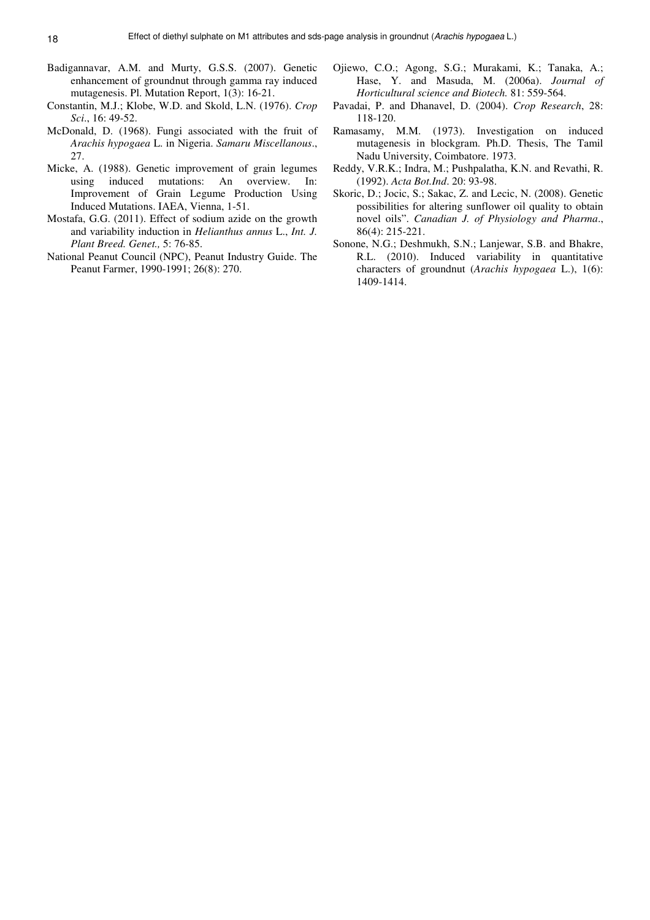Badigannavar, A.M. and Murty, G.S.S. (2007). Genetic enhancement of groundnut through gamma ray induced mutagenesis. Pl. Mutation Report, 1(3): 16-21.

Constantin, M.J.; Klobe, W.D. and Skold, L.N. (1976). *Crop Sci*., 16: 49-52.

McDonald, D. (1968). Fungi associated with the fruit of *Arachis hypogaea* L. in Nigeria. *Samaru Miscellanous*., 27.

Micke, A. (1988). Genetic improvement of grain legumes using induced mutations: An overview. In: Improvement of Grain Legume Production Using Induced Mutations. IAEA, Vienna, 1-51.

Mostafa, G.G. (2011). Effect of sodium azide on the growth and variability induction in *Helianthus annus* L., *Int. J. Plant Breed. Genet.,* 5: 76-85.

National Peanut Council (NPC), Peanut Industry Guide. The Peanut Farmer, 1990-1991; 26(8): 270.

Ojiewo, C.O.; Agong, S.G.; Murakami, K.; Tanaka, A.; Hase, Y. and Masuda, M. (2006a). *Journal of Horticultural science and Biotech.* 81: 559-564.

Pavadai, P. and Dhanavel, D. (2004). *Crop Research*, 28: 118-120.

Ramasamy, M.M. (1973). Investigation on induced mutagenesis in blockgram. Ph.D. Thesis, The Tamil Nadu University, Coimbatore. 1973.

Reddy, V.R.K.; Indra, M.; Pushpalatha, K.N. and Revathi, R. (1992). *Acta Bot.Ind*. 20: 93-98.

Skoric, D.; Jocic, S.; Sakac, Z. and Lecic, N. (2008). Genetic possibilities for altering sunflower oil quality to obtain novel oils". *Canadian J. of Physiology and Pharma*., 86(4): 215-221.

Sonone, N.G.; Deshmukh, S.N.; Lanjewar, S.B. and Bhakre, R.L. (2010). Induced variability in quantitative characters of groundnut (*Arachis hypogaea* L.), 1(6): 1409-1414.